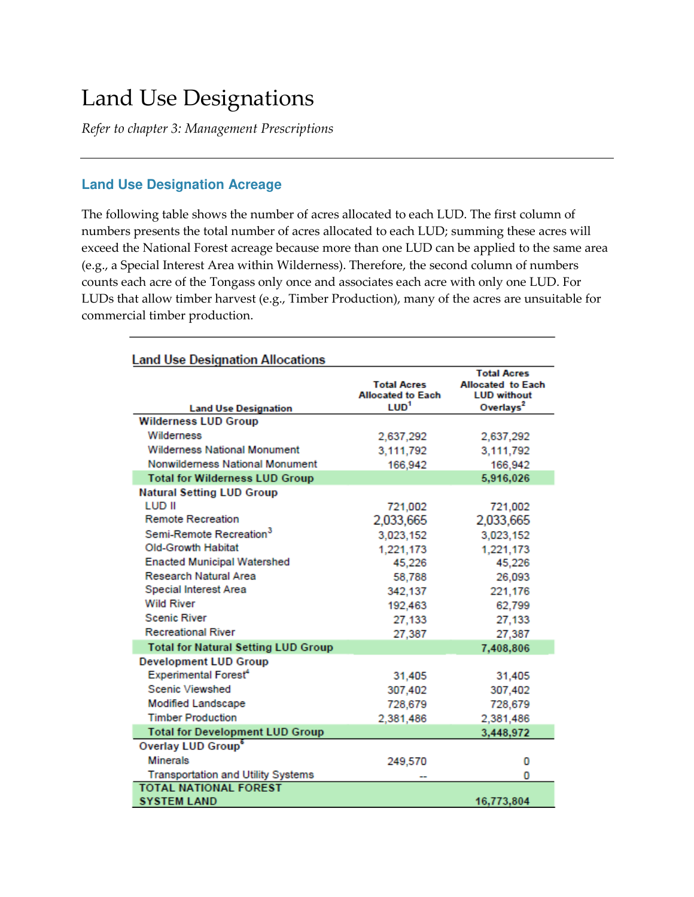# Land Use Designations

*Refer to chapter 3: Management Prescriptions*

## Land Use Designation Acreage

The following table shows the number of acres allocated to each LUD. The first column of numbers presents the total number of acres allocated to each LUD; summing these acres will exceed the National Forest acreage because more than one LUD can be applied to the same area (e.g., a Special Interest Area within Wilderness). Therefore, the second column of numbers counts each acre of the Tongass only once and associates each acre with only one LUD. For LUDs that allow timber harvest (e.g., Timber Production), many of the acres are unsuitable for commercial timber production.

**Land Use Designation Allocations**

| Land Use Designation | Total Acres Allocated to Each LUD[1] | Total Acres Allocated to Each LUD without Overlays[2] |
|---|---|---|
| **Wilderness LUD Group** | | |
| Wilderness | 2,637,292 | 2,637,292 |
| Wilderness National Monument | 3,111,792 | 3,111,792 |
| Nonwilderness National Monument | 166,942 | 166,942 |
| **Total for Wilderness LUD Group** | | **5,916,026** |
| **Natural Setting LUD Group** | | |
| LUD II | 721,002 | 721,002 |
| Remote Recreation | 2,033,665 | 2,033,665 |
| Semi-Remote Recreation[3] | 3,023,152 | 3,023,152 |
| Old-Growth Habitat | 1,221,173 | 1,221,173 |
| Enacted Municipal Watershed | 45,226 | 45,226 |
| Research Natural Area | 58,788 | 26,093 |
| Special Interest Area | 342,137 | 221,176 |
| Wild River | 192,463 | 62,799 |
| Scenic River | 27,133 | 27,133 |
| Recreational River | 27,387 | 27,387 |
| **Total for Natural Setting LUD Group** | | **7,408,806** |
| **Development LUD Group** | | |
| Experimental Forest[4] | 31,405 | 31,405 |
| Scenic Viewshed | 307,402 | 307,402 |
| Modified Landscape | 728,679 | 728,679 |
| Timber Production | 2,381,486 | 2,381,486 |
| **Total for Development LUD Group** | | **3,448,972** |
| **Overlay LUD Group[5]** | | |
| Minerals | 249,570 | 0 |
| Transportation and Utility Systems | -- | 0 |
| **TOTAL NATIONAL FOREST SYSTEM LAND** | | **16,773,804** |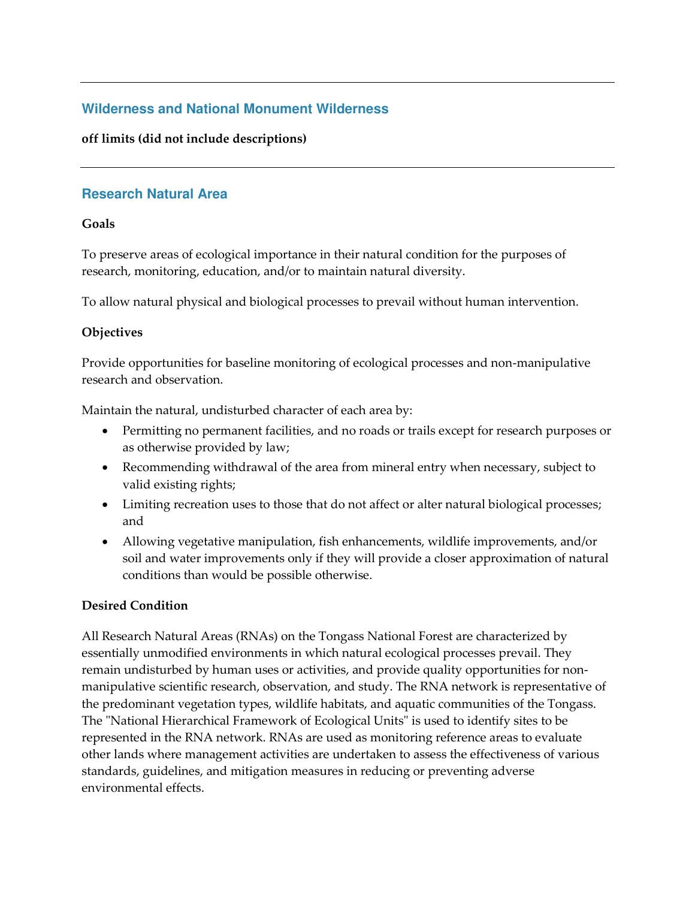---

## Wilderness and National Monument Wilderness

**off limits (did not include descriptions)**

---

## Research Natural Area

**Goals**

To preserve areas of ecological importance in their natural condition for the purposes of research, monitoring, education, and/or to maintain natural diversity.

To allow natural physical and biological processes to prevail without human intervention.

**Objectives**

Provide opportunities for baseline monitoring of ecological processes and non-manipulative research and observation.

Maintain the natural, undisturbed character of each area by:

- Permitting no permanent facilities, and no roads or trails except for research purposes or as otherwise provided by law;
- Recommending withdrawal of the area from mineral entry when necessary, subject to valid existing rights;
- Limiting recreation uses to those that do not affect or alter natural biological processes; and
- Allowing vegetative manipulation, fish enhancements, wildlife improvements, and/or soil and water improvements only if they will provide a closer approximation of natural conditions than would be possible otherwise.

**Desired Condition**

All Research Natural Areas (RNAs) on the Tongass National Forest are characterized by essentially unmodified environments in which natural ecological processes prevail. They remain undisturbed by human uses or activities, and provide quality opportunities for non-manipulative scientific research, observation, and study. The RNA network is representative of the predominant vegetation types, wildlife habitats, and aquatic communities of the Tongass. The "National Hierarchical Framework of Ecological Units" is used to identify sites to be represented in the RNA network. RNAs are used as monitoring reference areas to evaluate other lands where management activities are undertaken to assess the effectiveness of various standards, guidelines, and mitigation measures in reducing or preventing adverse environmental effects.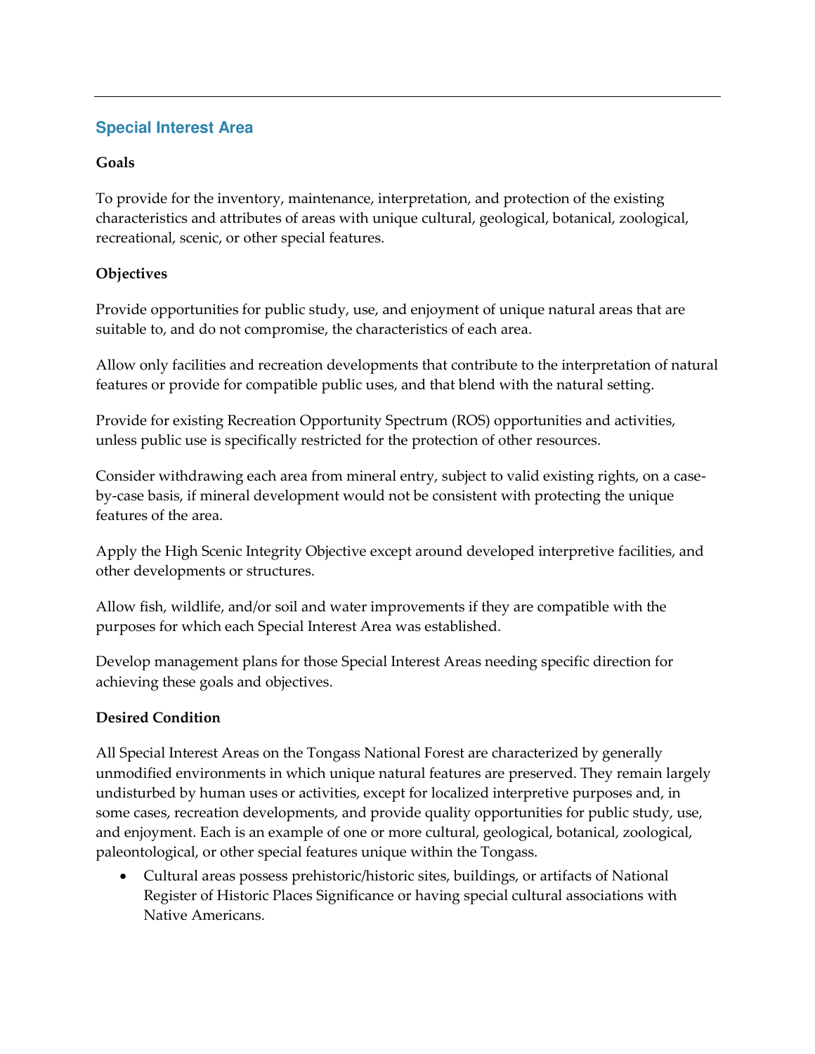## Special Interest Area

### Goals

To provide for the inventory, maintenance, interpretation, and protection of the existing characteristics and attributes of areas with unique cultural, geological, botanical, zoological, recreational, scenic, or other special features.

### Objectives

Provide opportunities for public study, use, and enjoyment of unique natural areas that are suitable to, and do not compromise, the characteristics of each area.

Allow only facilities and recreation developments that contribute to the interpretation of natural features or provide for compatible public uses, and that blend with the natural setting.

Provide for existing Recreation Opportunity Spectrum (ROS) opportunities and activities, unless public use is specifically restricted for the protection of other resources.

Consider withdrawing each area from mineral entry, subject to valid existing rights, on a case-by-case basis, if mineral development would not be consistent with protecting the unique features of the area.

Apply the High Scenic Integrity Objective except around developed interpretive facilities, and other developments or structures.

Allow fish, wildlife, and/or soil and water improvements if they are compatible with the purposes for which each Special Interest Area was established.

Develop management plans for those Special Interest Areas needing specific direction for achieving these goals and objectives.

### Desired Condition

All Special Interest Areas on the Tongass National Forest are characterized by generally unmodified environments in which unique natural features are preserved. They remain largely undisturbed by human uses or activities, except for localized interpretive purposes and, in some cases, recreation developments, and provide quality opportunities for public study, use, and enjoyment. Each is an example of one or more cultural, geological, botanical, zoological, paleontological, or other special features unique within the Tongass.

- Cultural areas possess prehistoric/historic sites, buildings, or artifacts of National Register of Historic Places Significance or having special cultural associations with Native Americans.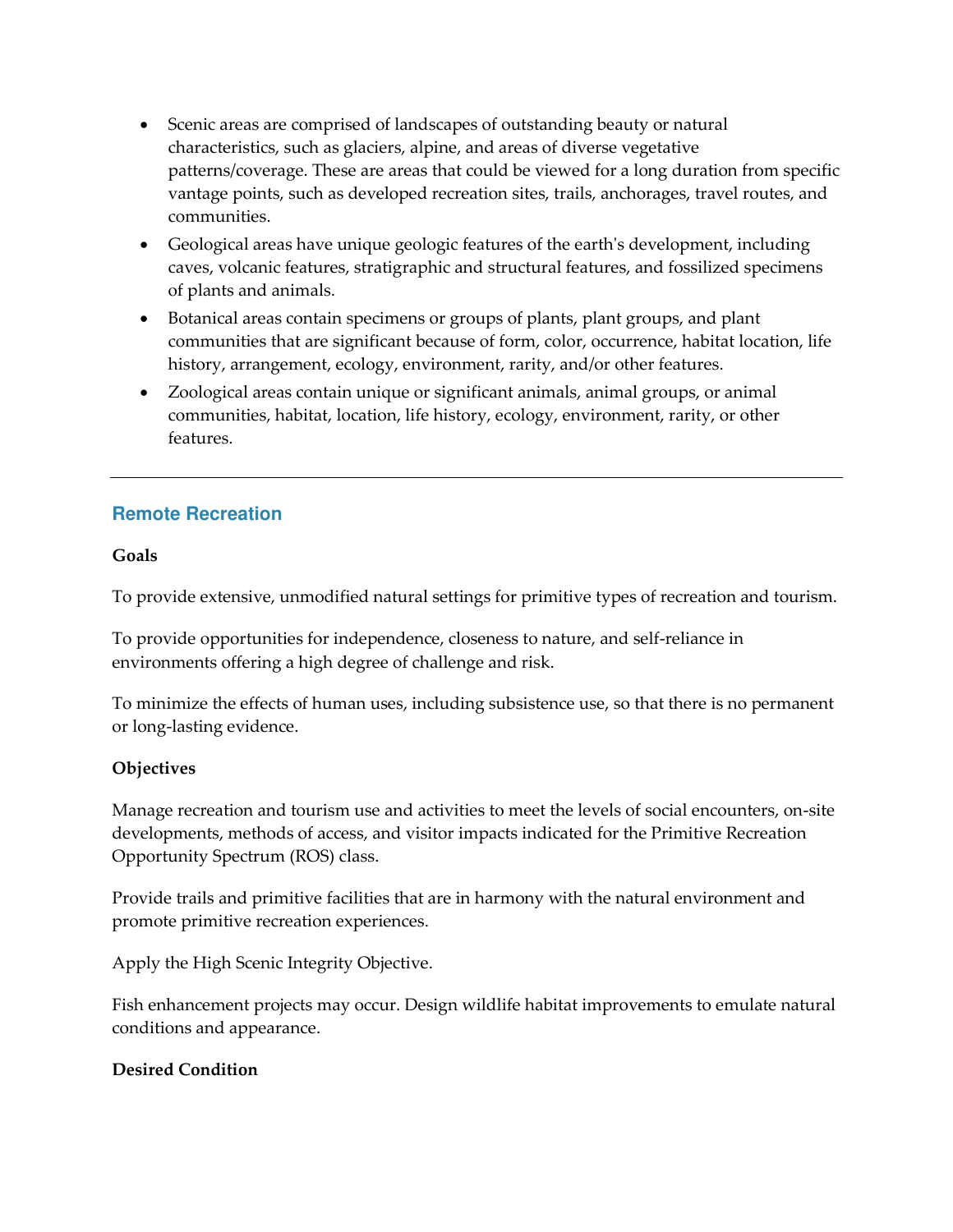- Scenic areas are comprised of landscapes of outstanding beauty or natural characteristics, such as glaciers, alpine, and areas of diverse vegetative patterns/coverage. These are areas that could be viewed for a long duration from specific vantage points, such as developed recreation sites, trails, anchorages, travel routes, and communities.
- Geological areas have unique geologic features of the earth's development, including caves, volcanic features, stratigraphic and structural features, and fossilized specimens of plants and animals.
- Botanical areas contain specimens or groups of plants, plant groups, and plant communities that are significant because of form, color, occurrence, habitat location, life history, arrangement, ecology, environment, rarity, and/or other features.
- Zoological areas contain unique or significant animals, animal groups, or animal communities, habitat, location, life history, ecology, environment, rarity, or other features.

---

## Remote Recreation

**Goals**

To provide extensive, unmodified natural settings for primitive types of recreation and tourism.

To provide opportunities for independence, closeness to nature, and self-reliance in environments offering a high degree of challenge and risk.

To minimize the effects of human uses, including subsistence use, so that there is no permanent or long-lasting evidence.

**Objectives**

Manage recreation and tourism use and activities to meet the levels of social encounters, on-site developments, methods of access, and visitor impacts indicated for the Primitive Recreation Opportunity Spectrum (ROS) class.

Provide trails and primitive facilities that are in harmony with the natural environment and promote primitive recreation experiences.

Apply the High Scenic Integrity Objective.

Fish enhancement projects may occur. Design wildlife habitat improvements to emulate natural conditions and appearance.

**Desired Condition**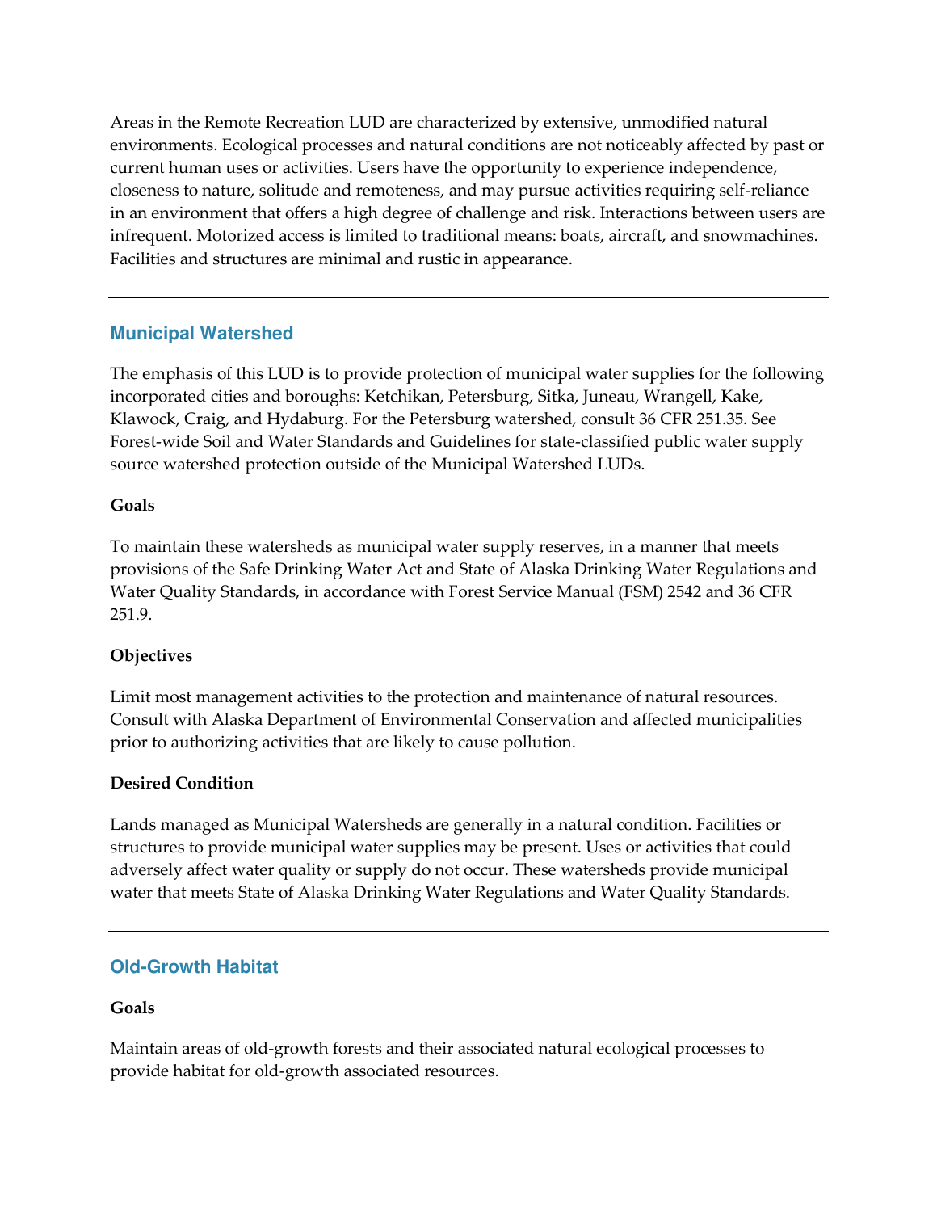Areas in the Remote Recreation LUD are characterized by extensive, unmodified natural environments. Ecological processes and natural conditions are not noticeably affected by past or current human uses or activities. Users have the opportunity to experience independence, closeness to nature, solitude and remoteness, and may pursue activities requiring self-reliance in an environment that offers a high degree of challenge and risk. Interactions between users are infrequent. Motorized access is limited to traditional means: boats, aircraft, and snowmachines. Facilities and structures are minimal and rustic in appearance.

---

## Municipal Watershed

The emphasis of this LUD is to provide protection of municipal water supplies for the following incorporated cities and boroughs: Ketchikan, Petersburg, Sitka, Juneau, Wrangell, Kake, Klawock, Craig, and Hydaburg. For the Petersburg watershed, consult 36 CFR 251.35. See Forest-wide Soil and Water Standards and Guidelines for state-classified public water supply source watershed protection outside of the Municipal Watershed LUDs.

**Goals**

To maintain these watersheds as municipal water supply reserves, in a manner that meets provisions of the Safe Drinking Water Act and State of Alaska Drinking Water Regulations and Water Quality Standards, in accordance with Forest Service Manual (FSM) 2542 and 36 CFR 251.9.

**Objectives**

Limit most management activities to the protection and maintenance of natural resources. Consult with Alaska Department of Environmental Conservation and affected municipalities prior to authorizing activities that are likely to cause pollution.

**Desired Condition**

Lands managed as Municipal Watersheds are generally in a natural condition. Facilities or structures to provide municipal water supplies may be present. Uses or activities that could adversely affect water quality or supply do not occur. These watersheds provide municipal water that meets State of Alaska Drinking Water Regulations and Water Quality Standards.

---

## Old-Growth Habitat

**Goals**

Maintain areas of old-growth forests and their associated natural ecological processes to provide habitat for old-growth associated resources.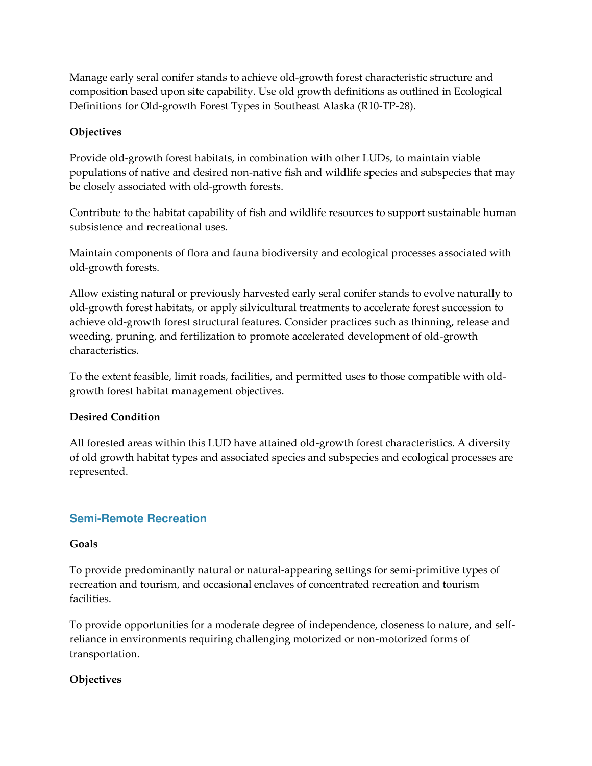Manage early seral conifer stands to achieve old-growth forest characteristic structure and composition based upon site capability. Use old growth definitions as outlined in Ecological Definitions for Old-growth Forest Types in Southeast Alaska (R10-TP-28).

**Objectives**

Provide old-growth forest habitats, in combination with other LUDs, to maintain viable populations of native and desired non-native fish and wildlife species and subspecies that may be closely associated with old-growth forests.

Contribute to the habitat capability of fish and wildlife resources to support sustainable human subsistence and recreational uses.

Maintain components of flora and fauna biodiversity and ecological processes associated with old-growth forests.

Allow existing natural or previously harvested early seral conifer stands to evolve naturally to old-growth forest habitats, or apply silvicultural treatments to accelerate forest succession to achieve old-growth forest structural features. Consider practices such as thinning, release and weeding, pruning, and fertilization to promote accelerated development of old-growth characteristics.

To the extent feasible, limit roads, facilities, and permitted uses to those compatible with old-growth forest habitat management objectives.

**Desired Condition**

All forested areas within this LUD have attained old-growth forest characteristics. A diversity of old growth habitat types and associated species and subspecies and ecological processes are represented.

---

## Semi-Remote Recreation

**Goals**

To provide predominantly natural or natural-appearing settings for semi-primitive types of recreation and tourism, and occasional enclaves of concentrated recreation and tourism facilities.

To provide opportunities for a moderate degree of independence, closeness to nature, and self-reliance in environments requiring challenging motorized or non-motorized forms of transportation.

**Objectives**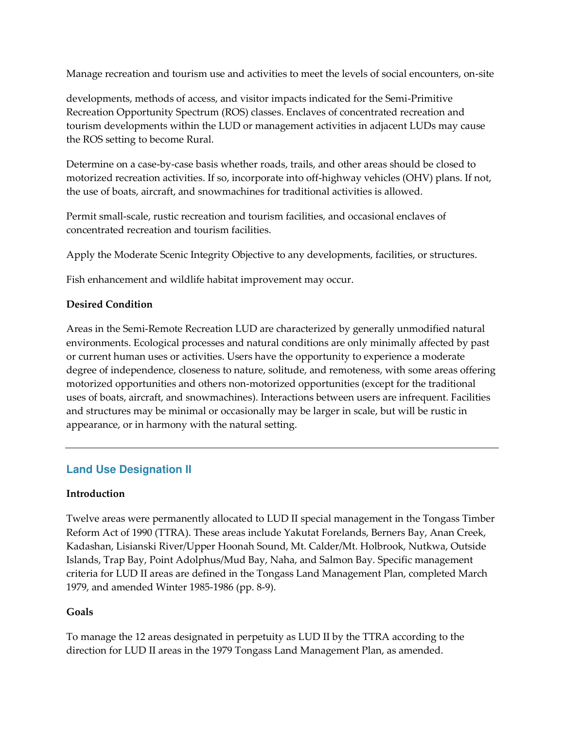Manage recreation and tourism use and activities to meet the levels of social encounters, on-site developments, methods of access, and visitor impacts indicated for the Semi-Primitive Recreation Opportunity Spectrum (ROS) classes. Enclaves of concentrated recreation and tourism developments within the LUD or management activities in adjacent LUDs may cause the ROS setting to become Rural.

Determine on a case-by-case basis whether roads, trails, and other areas should be closed to motorized recreation activities. If so, incorporate into off-highway vehicles (OHV) plans. If not, the use of boats, aircraft, and snowmachines for traditional activities is allowed.

Permit small-scale, rustic recreation and tourism facilities, and occasional enclaves of concentrated recreation and tourism facilities.

Apply the Moderate Scenic Integrity Objective to any developments, facilities, or structures.

Fish enhancement and wildlife habitat improvement may occur.

**Desired Condition**

Areas in the Semi-Remote Recreation LUD are characterized by generally unmodified natural environments. Ecological processes and natural conditions are only minimally affected by past or current human uses or activities. Users have the opportunity to experience a moderate degree of independence, closeness to nature, solitude, and remoteness, with some areas offering motorized opportunities and others non-motorized opportunities (except for the traditional uses of boats, aircraft, and snowmachines). Interactions between users are infrequent. Facilities and structures may be minimal or occasionally may be larger in scale, but will be rustic in appearance, or in harmony with the natural setting.

---

## Land Use Designation II

**Introduction**

Twelve areas were permanently allocated to LUD II special management in the Tongass Timber Reform Act of 1990 (TTRA). These areas include Yakutat Forelands, Berners Bay, Anan Creek, Kadashan, Lisianski River/Upper Hoonah Sound, Mt. Calder/Mt. Holbrook, Nutkwa, Outside Islands, Trap Bay, Point Adolphus/Mud Bay, Naha, and Salmon Bay. Specific management criteria for LUD II areas are defined in the Tongass Land Management Plan, completed March 1979, and amended Winter 1985-1986 (pp. 8-9).

**Goals**

To manage the 12 areas designated in perpetuity as LUD II by the TTRA according to the direction for LUD II areas in the 1979 Tongass Land Management Plan, as amended.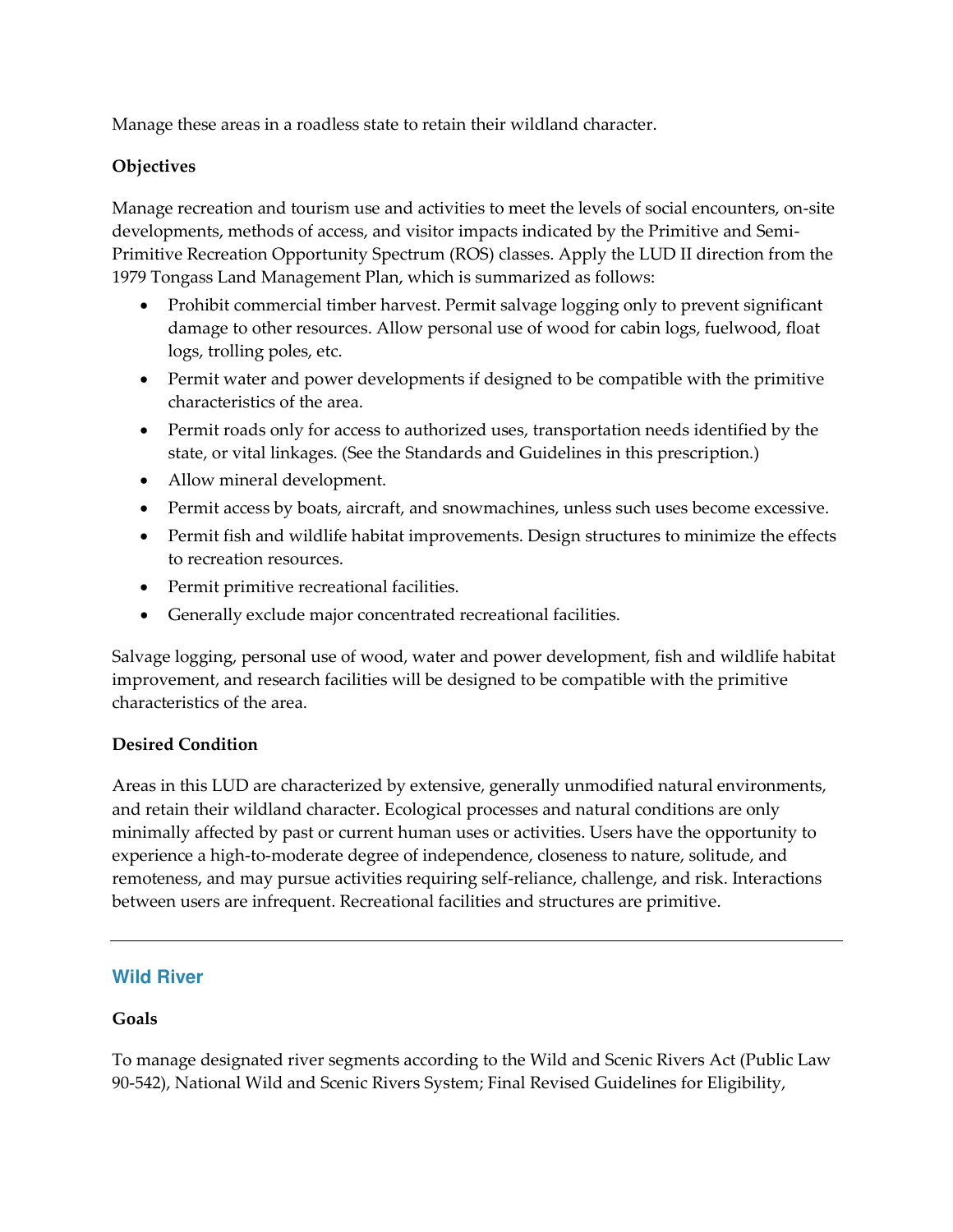Manage these areas in a roadless state to retain their wildland character.

**Objectives**

Manage recreation and tourism use and activities to meet the levels of social encounters, on-site developments, methods of access, and visitor impacts indicated by the Primitive and Semi-Primitive Recreation Opportunity Spectrum (ROS) classes. Apply the LUD II direction from the 1979 Tongass Land Management Plan, which is summarized as follows:

- Prohibit commercial timber harvest. Permit salvage logging only to prevent significant damage to other resources. Allow personal use of wood for cabin logs, fuelwood, float logs, trolling poles, etc.
- Permit water and power developments if designed to be compatible with the primitive characteristics of the area.
- Permit roads only for access to authorized uses, transportation needs identified by the state, or vital linkages. (See the Standards and Guidelines in this prescription.)
- Allow mineral development.
- Permit access by boats, aircraft, and snowmachines, unless such uses become excessive.
- Permit fish and wildlife habitat improvements. Design structures to minimize the effects to recreation resources.
- Permit primitive recreational facilities.
- Generally exclude major concentrated recreational facilities.

Salvage logging, personal use of wood, water and power development, fish and wildlife habitat improvement, and research facilities will be designed to be compatible with the primitive characteristics of the area.

**Desired Condition**

Areas in this LUD are characterized by extensive, generally unmodified natural environments, and retain their wildland character. Ecological processes and natural conditions are only minimally affected by past or current human uses or activities. Users have the opportunity to experience a high-to-moderate degree of independence, closeness to nature, solitude, and remoteness, and may pursue activities requiring self-reliance, challenge, and risk. Interactions between users are infrequent. Recreational facilities and structures are primitive.

---

## Wild River

**Goals**

To manage designated river segments according to the Wild and Scenic Rivers Act (Public Law 90-542), National Wild and Scenic Rivers System; Final Revised Guidelines for Eligibility,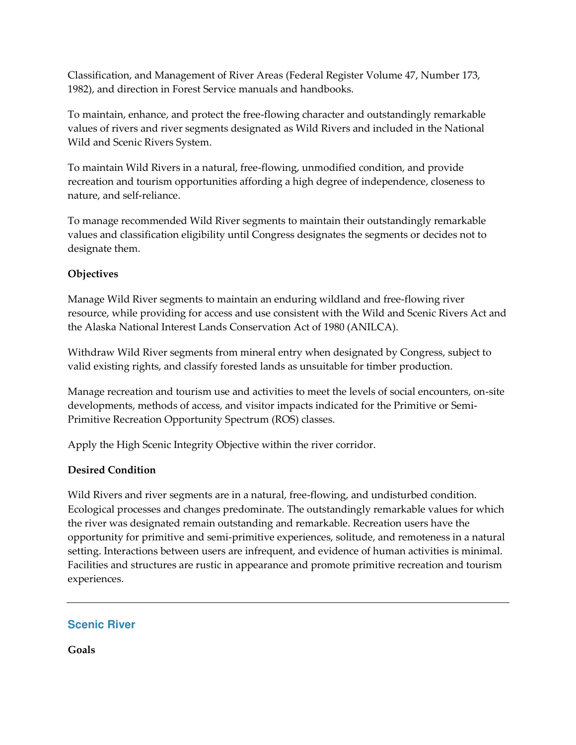Classification, and Management of River Areas (Federal Register Volume 47, Number 173, 1982), and direction in Forest Service manuals and handbooks.

To maintain, enhance, and protect the free-flowing character and outstandingly remarkable values of rivers and river segments designated as Wild Rivers and included in the National Wild and Scenic Rivers System.

To maintain Wild Rivers in a natural, free-flowing, unmodified condition, and provide recreation and tourism opportunities affording a high degree of independence, closeness to nature, and self-reliance.

To manage recommended Wild River segments to maintain their outstandingly remarkable values and classification eligibility until Congress designates the segments or decides not to designate them.

**Objectives**

Manage Wild River segments to maintain an enduring wildland and free-flowing river resource, while providing for access and use consistent with the Wild and Scenic Rivers Act and the Alaska National Interest Lands Conservation Act of 1980 (ANILCA).

Withdraw Wild River segments from mineral entry when designated by Congress, subject to valid existing rights, and classify forested lands as unsuitable for timber production.

Manage recreation and tourism use and activities to meet the levels of social encounters, on-site developments, methods of access, and visitor impacts indicated for the Primitive or Semi-Primitive Recreation Opportunity Spectrum (ROS) classes.

Apply the High Scenic Integrity Objective within the river corridor.

**Desired Condition**

Wild Rivers and river segments are in a natural, free-flowing, and undisturbed condition. Ecological processes and changes predominate. The outstandingly remarkable values for which the river was designated remain outstanding and remarkable. Recreation users have the opportunity for primitive and semi-primitive experiences, solitude, and remoteness in a natural setting. Interactions between users are infrequent, and evidence of human activities is minimal. Facilities and structures are rustic in appearance and promote primitive recreation and tourism experiences.

---

## Scenic River

**Goals**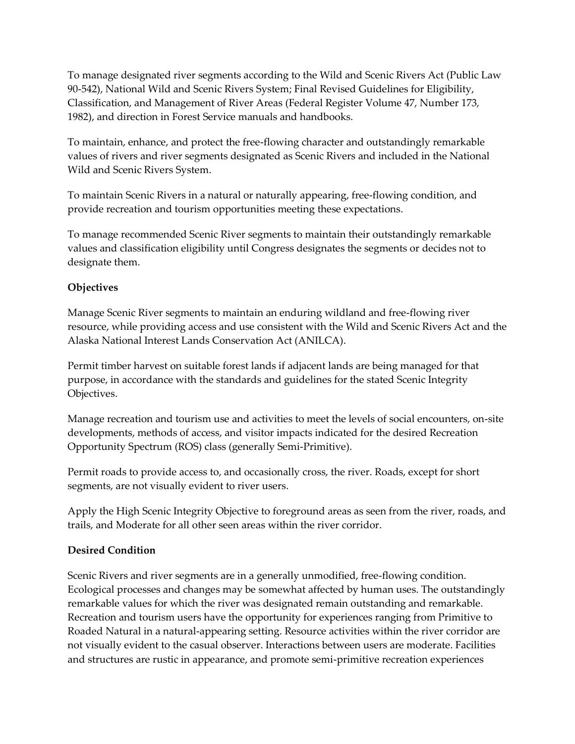To manage designated river segments according to the Wild and Scenic Rivers Act (Public Law 90-542), National Wild and Scenic Rivers System; Final Revised Guidelines for Eligibility, Classification, and Management of River Areas (Federal Register Volume 47, Number 173, 1982), and direction in Forest Service manuals and handbooks.

To maintain, enhance, and protect the free-flowing character and outstandingly remarkable values of rivers and river segments designated as Scenic Rivers and included in the National Wild and Scenic Rivers System.

To maintain Scenic Rivers in a natural or naturally appearing, free-flowing condition, and provide recreation and tourism opportunities meeting these expectations.

To manage recommended Scenic River segments to maintain their outstandingly remarkable values and classification eligibility until Congress designates the segments or decides not to designate them.

**Objectives**

Manage Scenic River segments to maintain an enduring wildland and free-flowing river resource, while providing access and use consistent with the Wild and Scenic Rivers Act and the Alaska National Interest Lands Conservation Act (ANILCA).

Permit timber harvest on suitable forest lands if adjacent lands are being managed for that purpose, in accordance with the standards and guidelines for the stated Scenic Integrity Objectives.

Manage recreation and tourism use and activities to meet the levels of social encounters, on-site developments, methods of access, and visitor impacts indicated for the desired Recreation Opportunity Spectrum (ROS) class (generally Semi-Primitive).

Permit roads to provide access to, and occasionally cross, the river. Roads, except for short segments, are not visually evident to river users.

Apply the High Scenic Integrity Objective to foreground areas as seen from the river, roads, and trails, and Moderate for all other seen areas within the river corridor.

**Desired Condition**

Scenic Rivers and river segments are in a generally unmodified, free-flowing condition. Ecological processes and changes may be somewhat affected by human uses. The outstandingly remarkable values for which the river was designated remain outstanding and remarkable. Recreation and tourism users have the opportunity for experiences ranging from Primitive to Roaded Natural in a natural-appearing setting. Resource activities within the river corridor are not visually evident to the casual observer. Interactions between users are moderate. Facilities and structures are rustic in appearance, and promote semi-primitive recreation experiences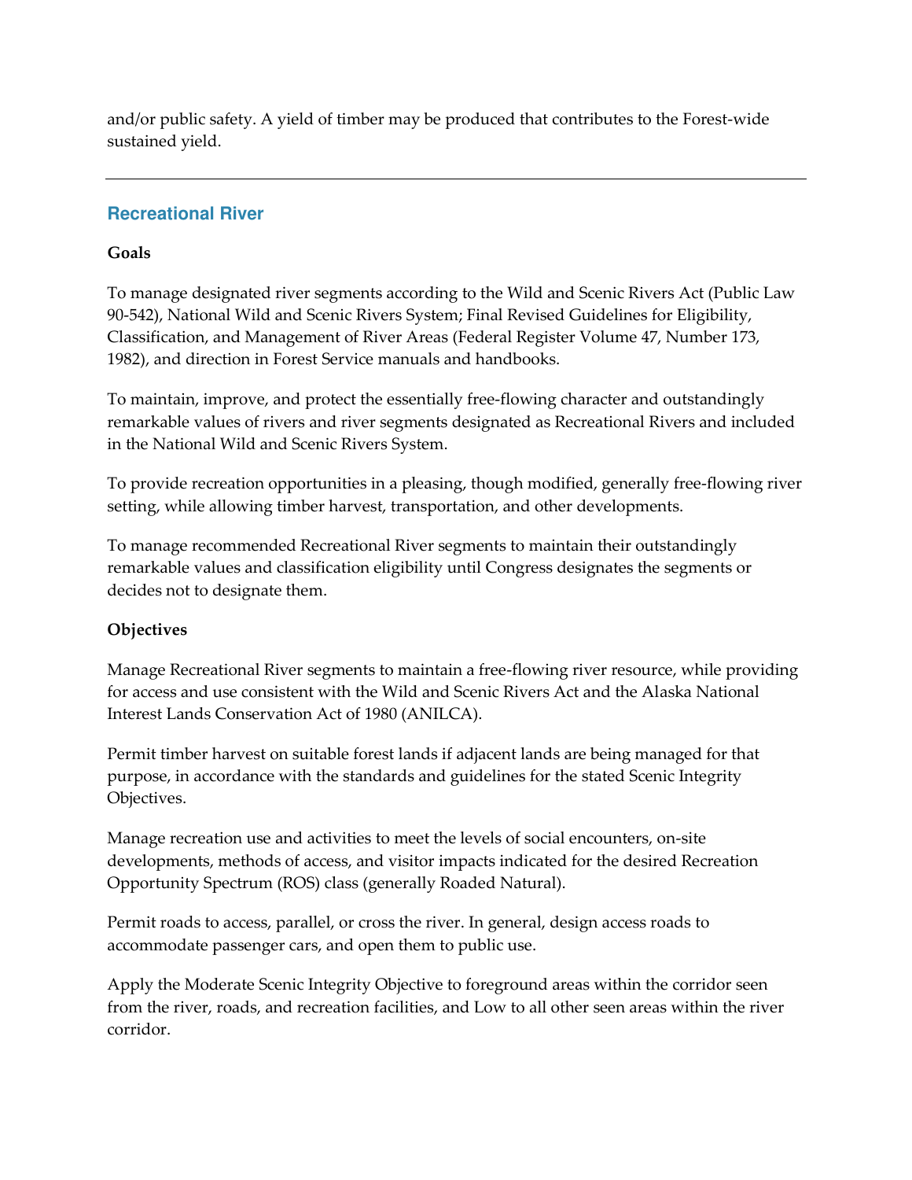and/or public safety. A yield of timber may be produced that contributes to the Forest-wide sustained yield.

---

## Recreational River

**Goals**

To manage designated river segments according to the Wild and Scenic Rivers Act (Public Law 90-542), National Wild and Scenic Rivers System; Final Revised Guidelines for Eligibility, Classification, and Management of River Areas (Federal Register Volume 47, Number 173, 1982), and direction in Forest Service manuals and handbooks.

To maintain, improve, and protect the essentially free-flowing character and outstandingly remarkable values of rivers and river segments designated as Recreational Rivers and included in the National Wild and Scenic Rivers System.

To provide recreation opportunities in a pleasing, though modified, generally free-flowing river setting, while allowing timber harvest, transportation, and other developments.

To manage recommended Recreational River segments to maintain their outstandingly remarkable values and classification eligibility until Congress designates the segments or decides not to designate them.

**Objectives**

Manage Recreational River segments to maintain a free-flowing river resource, while providing for access and use consistent with the Wild and Scenic Rivers Act and the Alaska National Interest Lands Conservation Act of 1980 (ANILCA).

Permit timber harvest on suitable forest lands if adjacent lands are being managed for that purpose, in accordance with the standards and guidelines for the stated Scenic Integrity Objectives.

Manage recreation use and activities to meet the levels of social encounters, on-site developments, methods of access, and visitor impacts indicated for the desired Recreation Opportunity Spectrum (ROS) class (generally Roaded Natural).

Permit roads to access, parallel, or cross the river. In general, design access roads to accommodate passenger cars, and open them to public use.

Apply the Moderate Scenic Integrity Objective to foreground areas within the corridor seen from the river, roads, and recreation facilities, and Low to all other seen areas within the river corridor.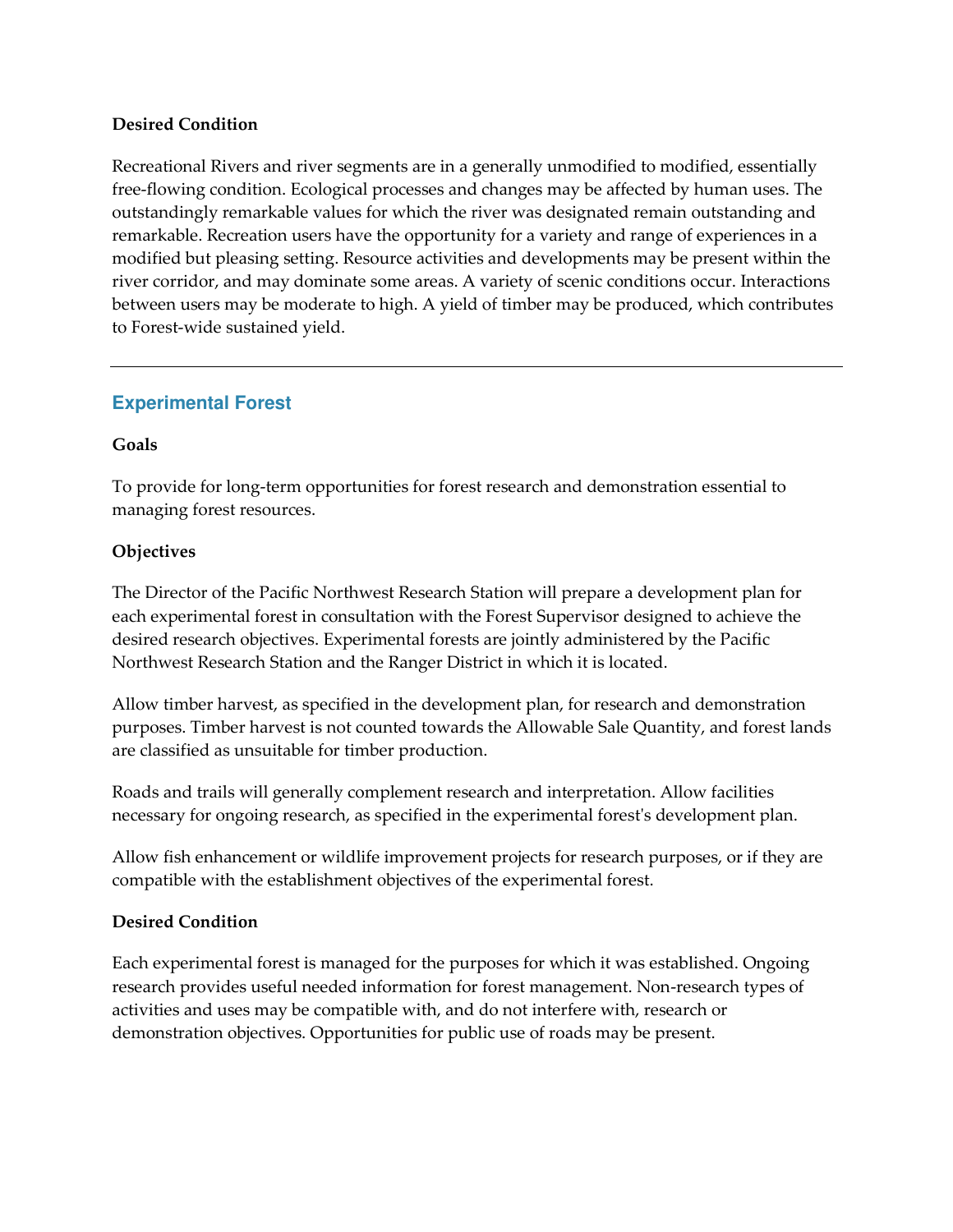**Desired Condition**

Recreational Rivers and river segments are in a generally unmodified to modified, essentially free-flowing condition. Ecological processes and changes may be affected by human uses. The outstandingly remarkable values for which the river was designated remain outstanding and remarkable. Recreation users have the opportunity for a variety and range of experiences in a modified but pleasing setting. Resource activities and developments may be present within the river corridor, and may dominate some areas. A variety of scenic conditions occur. Interactions between users may be moderate to high. A yield of timber may be produced, which contributes to Forest-wide sustained yield.

---

## Experimental Forest

**Goals**

To provide for long-term opportunities for forest research and demonstration essential to managing forest resources.

**Objectives**

The Director of the Pacific Northwest Research Station will prepare a development plan for each experimental forest in consultation with the Forest Supervisor designed to achieve the desired research objectives. Experimental forests are jointly administered by the Pacific Northwest Research Station and the Ranger District in which it is located.

Allow timber harvest, as specified in the development plan, for research and demonstration purposes. Timber harvest is not counted towards the Allowable Sale Quantity, and forest lands are classified as unsuitable for timber production.

Roads and trails will generally complement research and interpretation. Allow facilities necessary for ongoing research, as specified in the experimental forest's development plan.

Allow fish enhancement or wildlife improvement projects for research purposes, or if they are compatible with the establishment objectives of the experimental forest.

**Desired Condition**

Each experimental forest is managed for the purposes for which it was established. Ongoing research provides useful needed information for forest management. Non-research types of activities and uses may be compatible with, and do not interfere with, research or demonstration objectives. Opportunities for public use of roads may be present.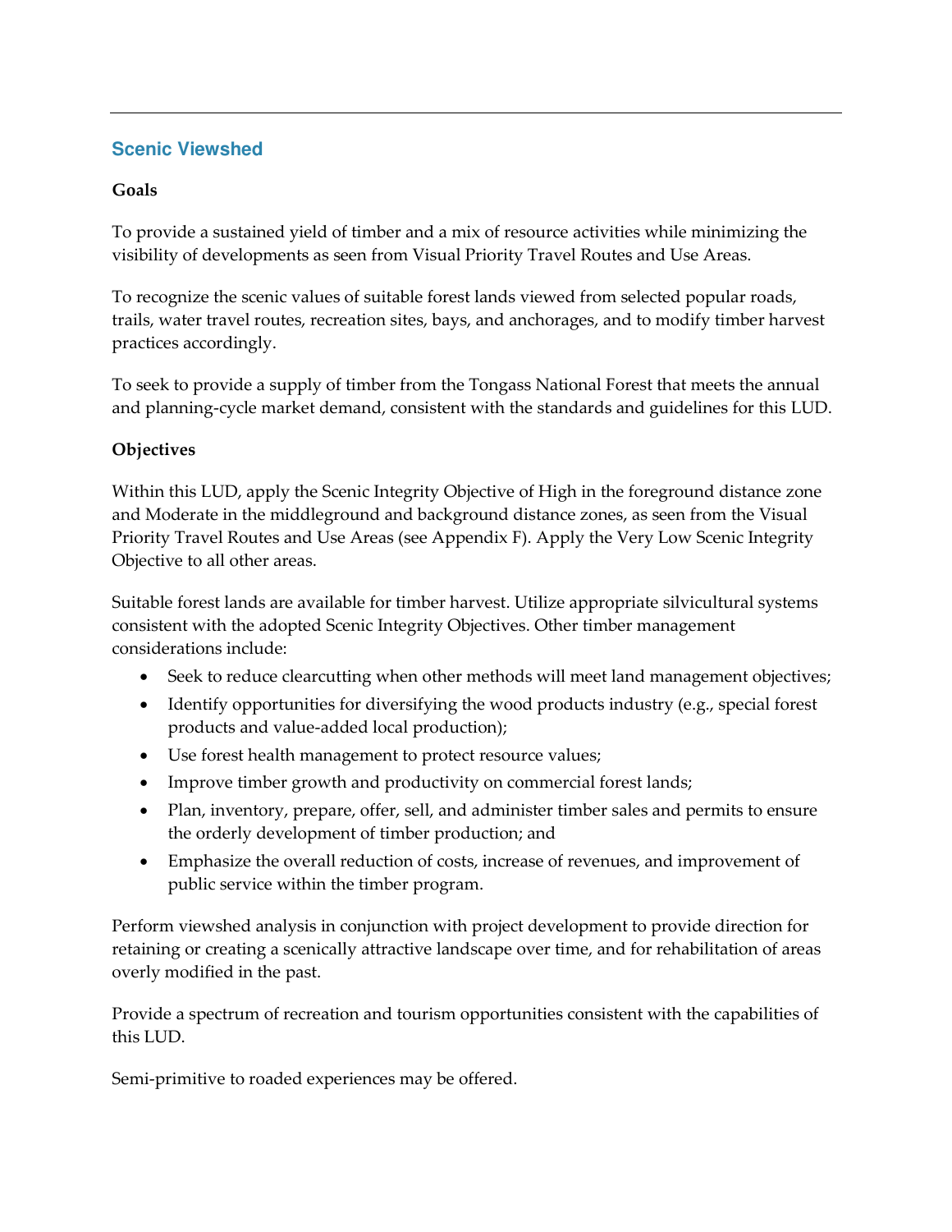## Scenic Viewshed

**Goals**

To provide a sustained yield of timber and a mix of resource activities while minimizing the visibility of developments as seen from Visual Priority Travel Routes and Use Areas.

To recognize the scenic values of suitable forest lands viewed from selected popular roads, trails, water travel routes, recreation sites, bays, and anchorages, and to modify timber harvest practices accordingly.

To seek to provide a supply of timber from the Tongass National Forest that meets the annual and planning-cycle market demand, consistent with the standards and guidelines for this LUD.

**Objectives**

Within this LUD, apply the Scenic Integrity Objective of High in the foreground distance zone and Moderate in the middleground and background distance zones, as seen from the Visual Priority Travel Routes and Use Areas (see Appendix F). Apply the Very Low Scenic Integrity Objective to all other areas.

Suitable forest lands are available for timber harvest. Utilize appropriate silvicultural systems consistent with the adopted Scenic Integrity Objectives. Other timber management considerations include:

- Seek to reduce clearcutting when other methods will meet land management objectives;
- Identify opportunities for diversifying the wood products industry (e.g., special forest products and value-added local production);
- Use forest health management to protect resource values;
- Improve timber growth and productivity on commercial forest lands;
- Plan, inventory, prepare, offer, sell, and administer timber sales and permits to ensure the orderly development of timber production; and
- Emphasize the overall reduction of costs, increase of revenues, and improvement of public service within the timber program.

Perform viewshed analysis in conjunction with project development to provide direction for retaining or creating a scenically attractive landscape over time, and for rehabilitation of areas overly modified in the past.

Provide a spectrum of recreation and tourism opportunities consistent with the capabilities of this LUD.

Semi-primitive to roaded experiences may be offered.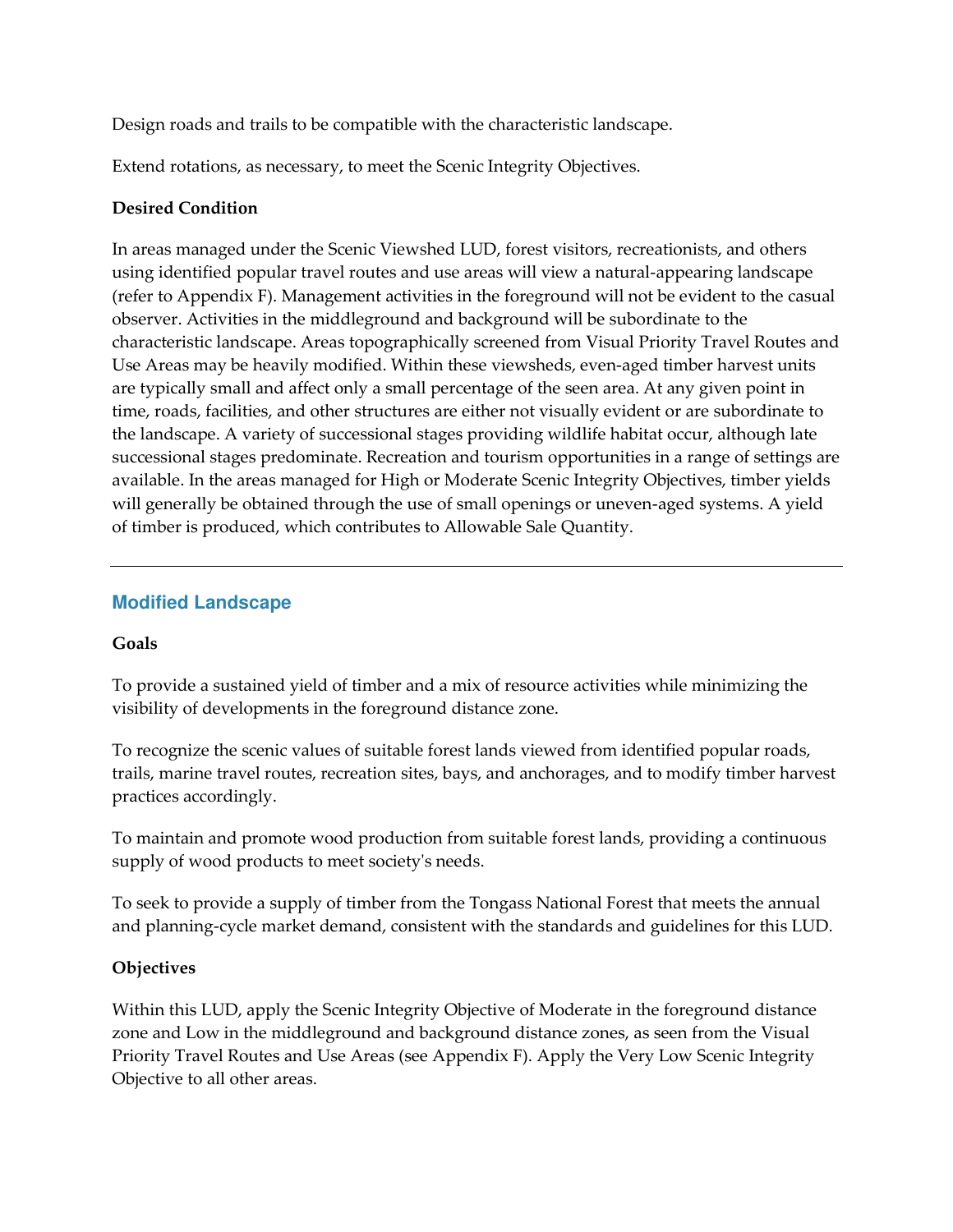Design roads and trails to be compatible with the characteristic landscape.

Extend rotations, as necessary, to meet the Scenic Integrity Objectives.

**Desired Condition**

In areas managed under the Scenic Viewshed LUD, forest visitors, recreationists, and others using identified popular travel routes and use areas will view a natural-appearing landscape (refer to Appendix F). Management activities in the foreground will not be evident to the casual observer. Activities in the middleground and background will be subordinate to the characteristic landscape. Areas topographically screened from Visual Priority Travel Routes and Use Areas may be heavily modified. Within these viewsheds, even-aged timber harvest units are typically small and affect only a small percentage of the seen area. At any given point in time, roads, facilities, and other structures are either not visually evident or are subordinate to the landscape. A variety of successional stages providing wildlife habitat occur, although late successional stages predominate. Recreation and tourism opportunities in a range of settings are available. In the areas managed for High or Moderate Scenic Integrity Objectives, timber yields will generally be obtained through the use of small openings or uneven-aged systems. A yield of timber is produced, which contributes to Allowable Sale Quantity.

---

## Modified Landscape

**Goals**

To provide a sustained yield of timber and a mix of resource activities while minimizing the visibility of developments in the foreground distance zone.

To recognize the scenic values of suitable forest lands viewed from identified popular roads, trails, marine travel routes, recreation sites, bays, and anchorages, and to modify timber harvest practices accordingly.

To maintain and promote wood production from suitable forest lands, providing a continuous supply of wood products to meet society's needs.

To seek to provide a supply of timber from the Tongass National Forest that meets the annual and planning-cycle market demand, consistent with the standards and guidelines for this LUD.

**Objectives**

Within this LUD, apply the Scenic Integrity Objective of Moderate in the foreground distance zone and Low in the middleground and background distance zones, as seen from the Visual Priority Travel Routes and Use Areas (see Appendix F). Apply the Very Low Scenic Integrity Objective to all other areas.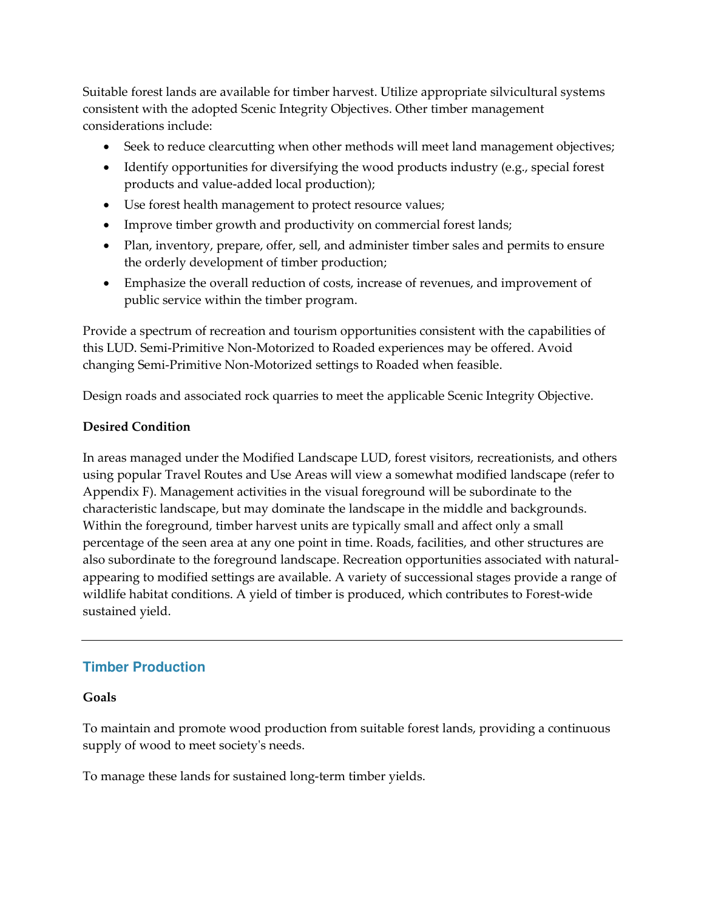Suitable forest lands are available for timber harvest. Utilize appropriate silvicultural systems consistent with the adopted Scenic Integrity Objectives. Other timber management considerations include:

- Seek to reduce clearcutting when other methods will meet land management objectives;
- Identify opportunities for diversifying the wood products industry (e.g., special forest products and value-added local production);
- Use forest health management to protect resource values;
- Improve timber growth and productivity on commercial forest lands;
- Plan, inventory, prepare, offer, sell, and administer timber sales and permits to ensure the orderly development of timber production;
- Emphasize the overall reduction of costs, increase of revenues, and improvement of public service within the timber program.

Provide a spectrum of recreation and tourism opportunities consistent with the capabilities of this LUD. Semi-Primitive Non-Motorized to Roaded experiences may be offered. Avoid changing Semi-Primitive Non-Motorized settings to Roaded when feasible.

Design roads and associated rock quarries to meet the applicable Scenic Integrity Objective.

**Desired Condition**

In areas managed under the Modified Landscape LUD, forest visitors, recreationists, and others using popular Travel Routes and Use Areas will view a somewhat modified landscape (refer to Appendix F). Management activities in the visual foreground will be subordinate to the characteristic landscape, but may dominate the landscape in the middle and backgrounds. Within the foreground, timber harvest units are typically small and affect only a small percentage of the seen area at any one point in time. Roads, facilities, and other structures are also subordinate to the foreground landscape. Recreation opportunities associated with natural-appearing to modified settings are available. A variety of successional stages provide a range of wildlife habitat conditions. A yield of timber is produced, which contributes to Forest-wide sustained yield.

---

## Timber Production

**Goals**

To maintain and promote wood production from suitable forest lands, providing a continuous supply of wood to meet society's needs.

To manage these lands for sustained long-term timber yields.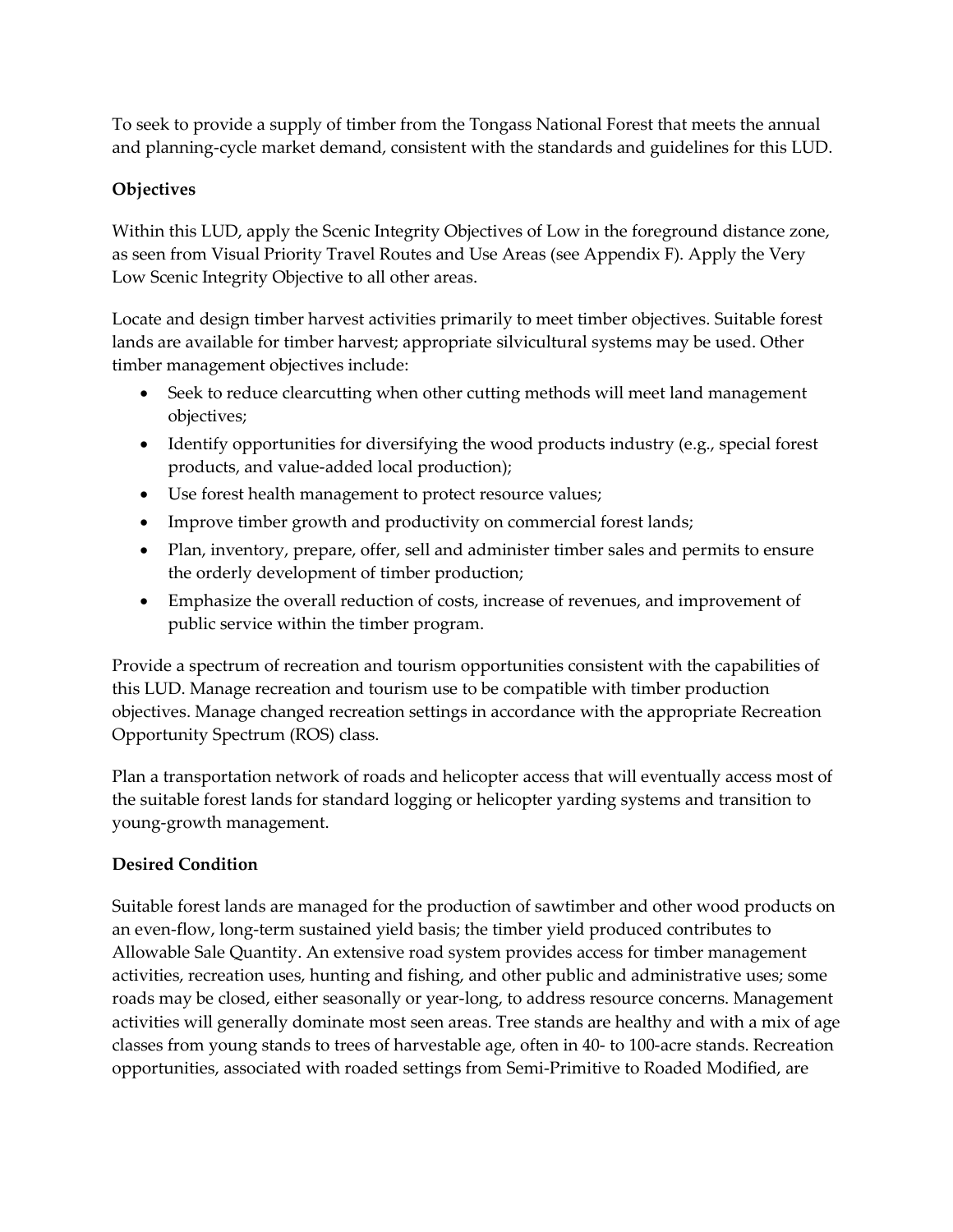To seek to provide a supply of timber from the Tongass National Forest that meets the annual and planning-cycle market demand, consistent with the standards and guidelines for this LUD.

**Objectives**

Within this LUD, apply the Scenic Integrity Objectives of Low in the foreground distance zone, as seen from Visual Priority Travel Routes and Use Areas (see Appendix F). Apply the Very Low Scenic Integrity Objective to all other areas.

Locate and design timber harvest activities primarily to meet timber objectives. Suitable forest lands are available for timber harvest; appropriate silvicultural systems may be used. Other timber management objectives include:

- Seek to reduce clearcutting when other cutting methods will meet land management objectives;
- Identify opportunities for diversifying the wood products industry (e.g., special forest products, and value-added local production);
- Use forest health management to protect resource values;
- Improve timber growth and productivity on commercial forest lands;
- Plan, inventory, prepare, offer, sell and administer timber sales and permits to ensure the orderly development of timber production;
- Emphasize the overall reduction of costs, increase of revenues, and improvement of public service within the timber program.

Provide a spectrum of recreation and tourism opportunities consistent with the capabilities of this LUD. Manage recreation and tourism use to be compatible with timber production objectives. Manage changed recreation settings in accordance with the appropriate Recreation Opportunity Spectrum (ROS) class.

Plan a transportation network of roads and helicopter access that will eventually access most of the suitable forest lands for standard logging or helicopter yarding systems and transition to young-growth management.

**Desired Condition**

Suitable forest lands are managed for the production of sawtimber and other wood products on an even-flow, long-term sustained yield basis; the timber yield produced contributes to Allowable Sale Quantity. An extensive road system provides access for timber management activities, recreation uses, hunting and fishing, and other public and administrative uses; some roads may be closed, either seasonally or year-long, to address resource concerns. Management activities will generally dominate most seen areas. Tree stands are healthy and with a mix of age classes from young stands to trees of harvestable age, often in 40- to 100-acre stands. Recreation opportunities, associated with roaded settings from Semi-Primitive to Roaded Modified, are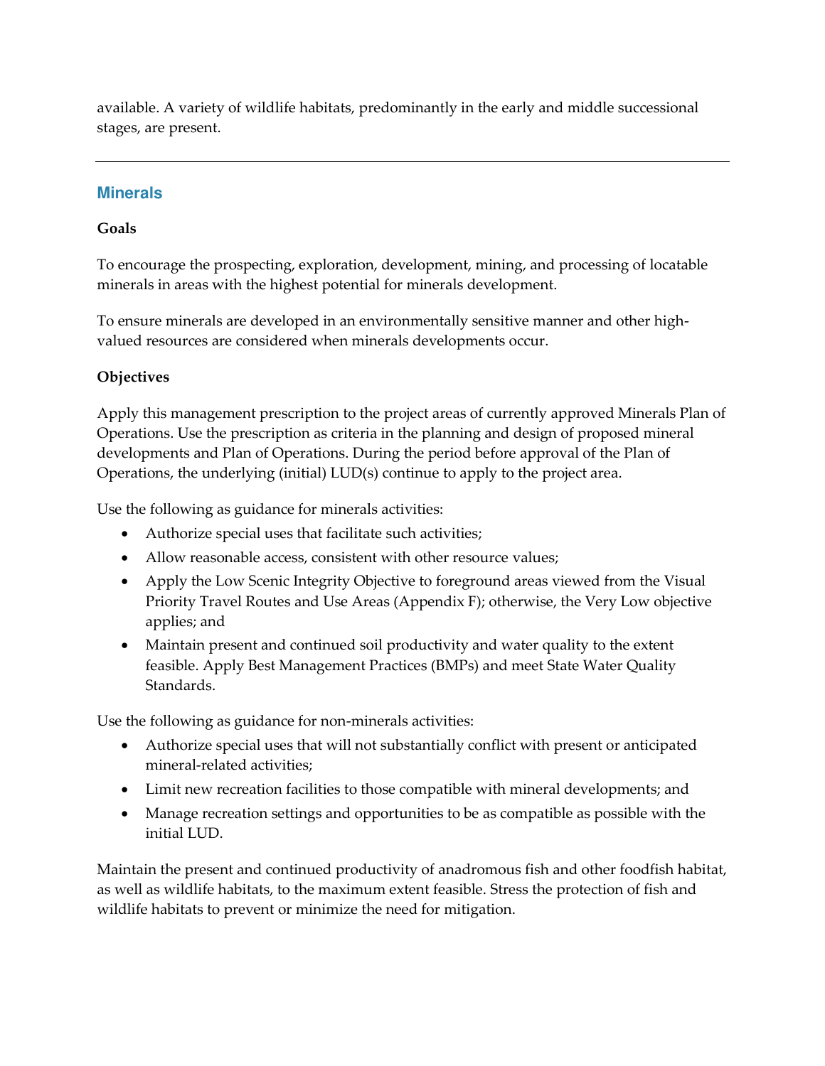available. A variety of wildlife habitats, predominantly in the early and middle successional stages, are present.

---

## Minerals

**Goals**

To encourage the prospecting, exploration, development, mining, and processing of locatable minerals in areas with the highest potential for minerals development.

To ensure minerals are developed in an environmentally sensitive manner and other high-valued resources are considered when minerals developments occur.

**Objectives**

Apply this management prescription to the project areas of currently approved Minerals Plan of Operations. Use the prescription as criteria in the planning and design of proposed mineral developments and Plan of Operations. During the period before approval of the Plan of Operations, the underlying (initial) LUD(s) continue to apply to the project area.

Use the following as guidance for minerals activities:

- Authorize special uses that facilitate such activities;
- Allow reasonable access, consistent with other resource values;
- Apply the Low Scenic Integrity Objective to foreground areas viewed from the Visual Priority Travel Routes and Use Areas (Appendix F); otherwise, the Very Low objective applies; and
- Maintain present and continued soil productivity and water quality to the extent feasible. Apply Best Management Practices (BMPs) and meet State Water Quality Standards.

Use the following as guidance for non-minerals activities:

- Authorize special uses that will not substantially conflict with present or anticipated mineral-related activities;
- Limit new recreation facilities to those compatible with mineral developments; and
- Manage recreation settings and opportunities to be as compatible as possible with the initial LUD.

Maintain the present and continued productivity of anadromous fish and other foodfish habitat, as well as wildlife habitats, to the maximum extent feasible. Stress the protection of fish and wildlife habitats to prevent or minimize the need for mitigation.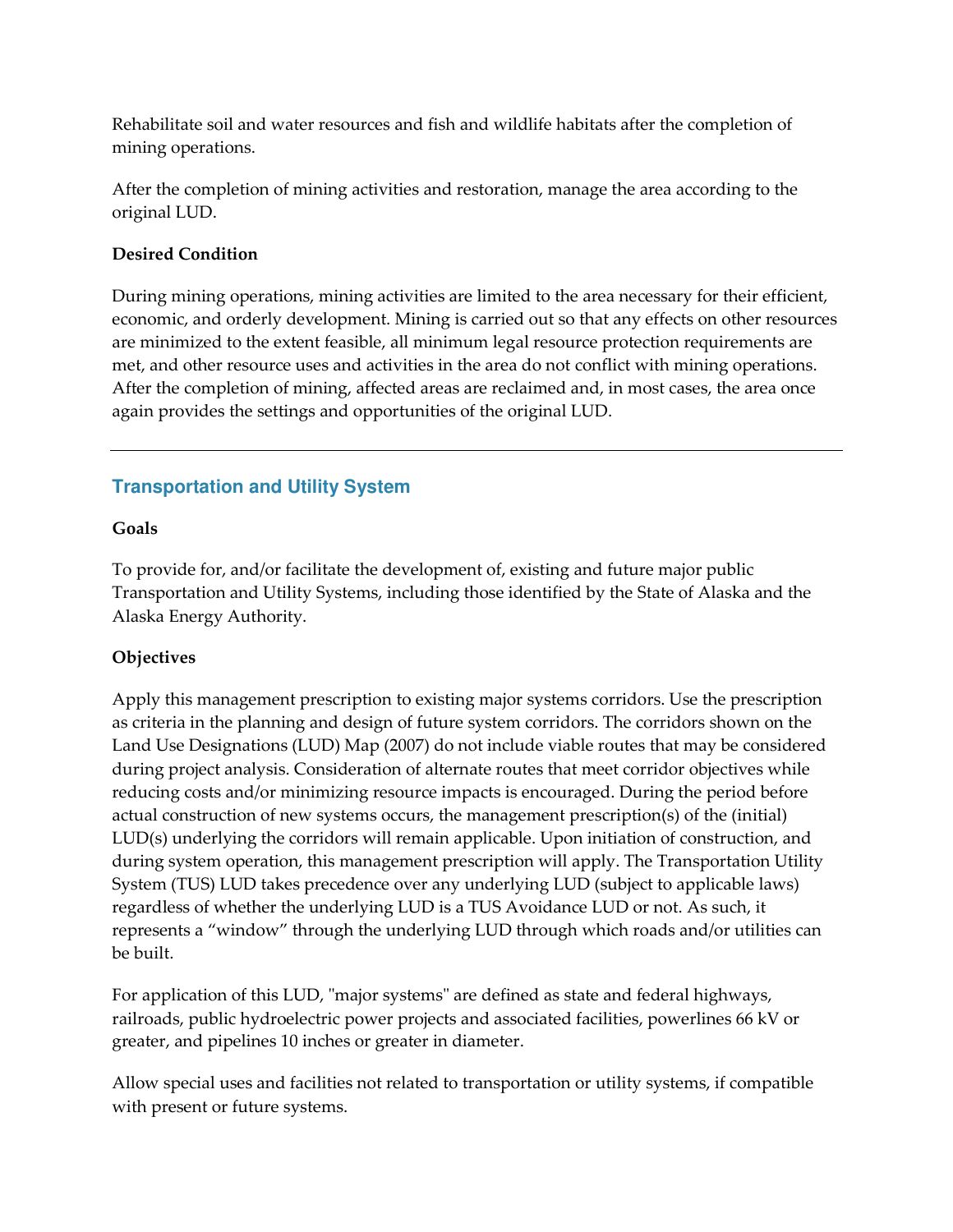Rehabilitate soil and water resources and fish and wildlife habitats after the completion of mining operations.

After the completion of mining activities and restoration, manage the area according to the original LUD.

**Desired Condition**

During mining operations, mining activities are limited to the area necessary for their efficient, economic, and orderly development. Mining is carried out so that any effects on other resources are minimized to the extent feasible, all minimum legal resource protection requirements are met, and other resource uses and activities in the area do not conflict with mining operations. After the completion of mining, affected areas are reclaimed and, in most cases, the area once again provides the settings and opportunities of the original LUD.

---

## Transportation and Utility System

**Goals**

To provide for, and/or facilitate the development of, existing and future major public Transportation and Utility Systems, including those identified by the State of Alaska and the Alaska Energy Authority.

**Objectives**

Apply this management prescription to existing major systems corridors. Use the prescription as criteria in the planning and design of future system corridors. The corridors shown on the Land Use Designations (LUD) Map (2007) do not include viable routes that may be considered during project analysis. Consideration of alternate routes that meet corridor objectives while reducing costs and/or minimizing resource impacts is encouraged. During the period before actual construction of new systems occurs, the management prescription(s) of the (initial) LUD(s) underlying the corridors will remain applicable. Upon initiation of construction, and during system operation, this management prescription will apply. The Transportation Utility System (TUS) LUD takes precedence over any underlying LUD (subject to applicable laws) regardless of whether the underlying LUD is a TUS Avoidance LUD or not. As such, it represents a “window” through the underlying LUD through which roads and/or utilities can be built.

For application of this LUD, "major systems" are defined as state and federal highways, railroads, public hydroelectric power projects and associated facilities, powerlines 66 kV or greater, and pipelines 10 inches or greater in diameter.

Allow special uses and facilities not related to transportation or utility systems, if compatible with present or future systems.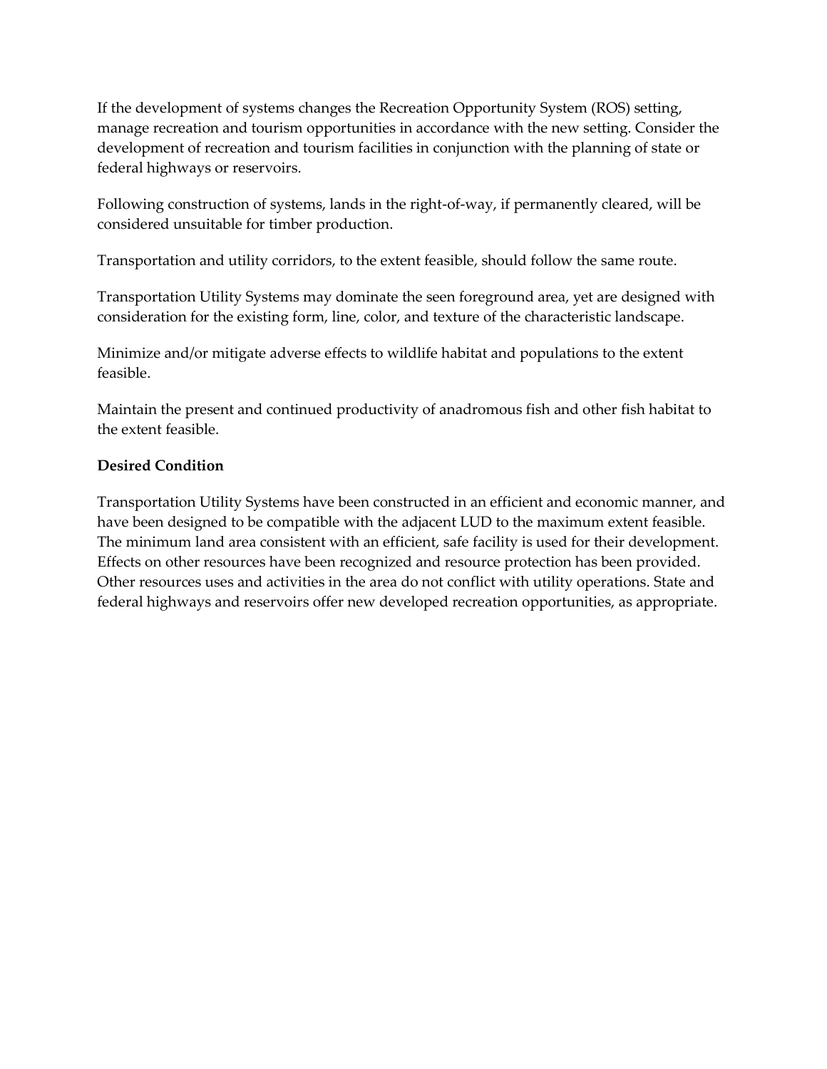If the development of systems changes the Recreation Opportunity System (ROS) setting, manage recreation and tourism opportunities in accordance with the new setting. Consider the development of recreation and tourism facilities in conjunction with the planning of state or federal highways or reservoirs.

Following construction of systems, lands in the right-of-way, if permanently cleared, will be considered unsuitable for timber production.

Transportation and utility corridors, to the extent feasible, should follow the same route.

Transportation Utility Systems may dominate the seen foreground area, yet are designed with consideration for the existing form, line, color, and texture of the characteristic landscape.

Minimize and/or mitigate adverse effects to wildlife habitat and populations to the extent feasible.

Maintain the present and continued productivity of anadromous fish and other fish habitat to the extent feasible.

**Desired Condition**

Transportation Utility Systems have been constructed in an efficient and economic manner, and have been designed to be compatible with the adjacent LUD to the maximum extent feasible. The minimum land area consistent with an efficient, safe facility is used for their development. Effects on other resources have been recognized and resource protection has been provided. Other resources uses and activities in the area do not conflict with utility operations. State and federal highways and reservoirs offer new developed recreation opportunities, as appropriate.